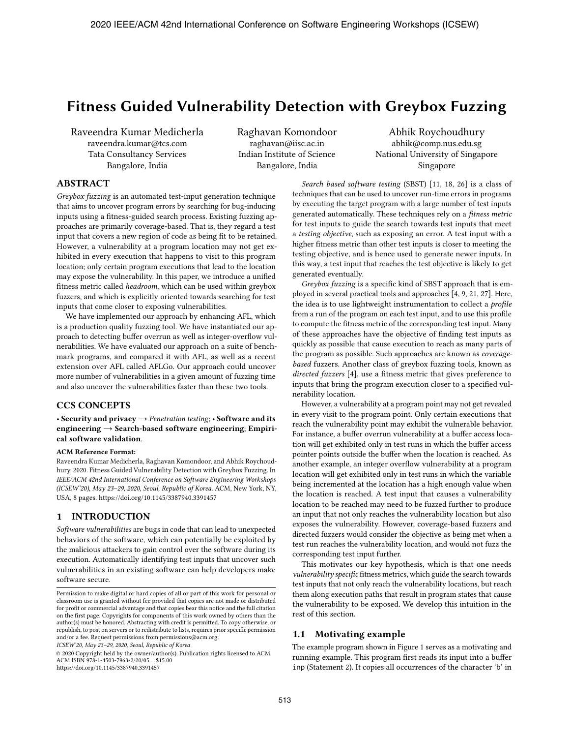# Fitness Guided Vulnerability Detection with Greybox Fuzzing

Raveendra Kumar Medicherla
raveendra.kumar@tcs.com
Tata Consultancy Services
Bangalore, India

Raghavan Komondoor
raghavan@iisc.ac.in
Indian Institute of Science
Bangalore, India

Abhik Roychoudhury
abhik@comp.nus.edu.sg
National University of Singapore
Singapore

## ABSTRACT

*Greybox fuzzing* is an automated test-input generation technique that aims to uncover program errors by searching for bug-inducing inputs using a fitness-guided search process. Existing fuzzing approaches are primarily coverage-based. That is, they regard a test input that covers a new region of code as being fit to be retained. However, a vulnerability at a program location may not get exhibited in every execution that happens to visit to this program location; only certain program executions that lead to the location may expose the vulnerability. In this paper, we introduce a unified fitness metric called *headroom*, which can be used within greybox fuzzers, and which is explicitly oriented towards searching for test inputs that come closer to exposing vulnerabilities.

We have implemented our approach by enhancing AFL, which is a production quality fuzzing tool. We have instantiated our approach to detecting buffer overrun as well as integer-overflow vulnerabilities. We have evaluated our approach on a suite of benchmark programs, and compared it with AFL, as well as a recent extension over AFL called AFLGo. Our approach could uncover more number of vulnerabilities in a given amount of fuzzing time and also uncover the vulnerabilities faster than these two tools.

## CCS CONCEPTS

• **Security and privacy** → *Penetration testing*; • **Software and its engineering** → **Search-based software engineering**; **Empirical software validation**.

**ACM Reference Format:**
Raveendra Kumar Medicherla, Raghavan Komondoor, and Abhik Roychoudhury. 2020. Fitness Guided Vulnerability Detection with Greybox Fuzzing. In *IEEE/ACM 42nd International Conference on Software Engineering Workshops (ICSEW'20), May 23–29, 2020, Seoul, Republic of Korea.* ACM, New York, NY, USA, 8 pages. https://doi.org/10.1145/3387940.3391457

## 1 INTRODUCTION

*Software vulnerabilities* are bugs in code that can lead to unexpected behaviors of the software, which can potentially be exploited by the malicious attackers to gain control over the software during its execution. Automatically identifying test inputs that uncover such vulnerabilities in an existing software can help developers make software secure.

*Search based software testing* (SBST) [11, 18, 26] is a class of techniques that can be used to uncover run-time errors in programs by executing the target program with a large number of test inputs generated automatically. These techniques rely on a *fitness metric* for test inputs to guide the search towards test inputs that meet a *testing objective*, such as exposing an error. A test input with a higher fitness metric than other test inputs is closer to meeting the testing objective, and is hence used to generate newer inputs. In this way, a test input that reaches the test objective is likely to get generated eventually.

*Greybox fuzzing* is a specific kind of SBST approach that is employed in several practical tools and approaches [4, 9, 21, 27]. Here, the idea is to use lightweight instrumentation to collect a *profile* from a run of the program on each test input, and to use this profile to compute the fitness metric of the corresponding test input. Many of these approaches have the objective of finding test inputs as quickly as possible that cause execution to reach as many parts of the program as possible. Such approaches are known as *coverage-based* fuzzers. Another class of greybox fuzzing tools, known as *directed fuzzers* [4], use a fitness metric that gives preference to inputs that bring the program execution closer to a specified vulnerability location.

However, a vulnerability at a program point may not get revealed in every visit to the program point. Only certain executions that reach the vulnerability point may exhibit the vulnerable behavior. For instance, a buffer overrun vulnerability at a buffer access location will get exhibited only in test runs in which the buffer access pointer points outside the buffer when the location is reached. As another example, an integer overflow vulnerability at a program location will get exhibited only in test runs in which the variable being incremented at the location has a high enough value when the location is reached. A test input that causes a vulnerability location to be reached may need to be fuzzed further to produce an input that not only reaches the vulnerability location but also exposes the vulnerability. However, coverage-based fuzzers and directed fuzzers would consider the objective as being met when a test run reaches the vulnerability location, and would not fuzz the corresponding test input further.

This motivates our key hypothesis, which is that one needs *vulnerability specific* fitness metrics, which guide the search towards test inputs that not only reach the vulnerability locations, but reach them along execution paths that result in program states that cause the vulnerability to be exposed. We develop this intuition in the rest of this section.

### 1.1 Motivating example

The example program shown in Figure 1 serves as a motivating and running example. This program first reads its input into a buffer `inp` (Statement 2). It copies all occurrences of the character 'b' in

Permission to make digital or hard copies of all or part of this work for personal or classroom use is granted without fee provided that copies are not made or distributed for profit or commercial advantage and that copies bear this notice and the full citation on the first page. Copyrights for components of this work owned by others than the author(s) must be honored. Abstracting with credit is permitted. To copy otherwise, or republish, to post on servers or to redistribute to lists, requires prior specific permission and/or a fee. Request permissions from permissions@acm.org.
*ICSEW'20, May 23–29, 2020, Seoul, Republic of Korea*
© 2020 Copyright held by the owner/author(s). Publication rights licensed to ACM.
ACM ISBN 978-1-4503-7963-2/20/05…$15.00
https://doi.org/10.1145/3387940.3391457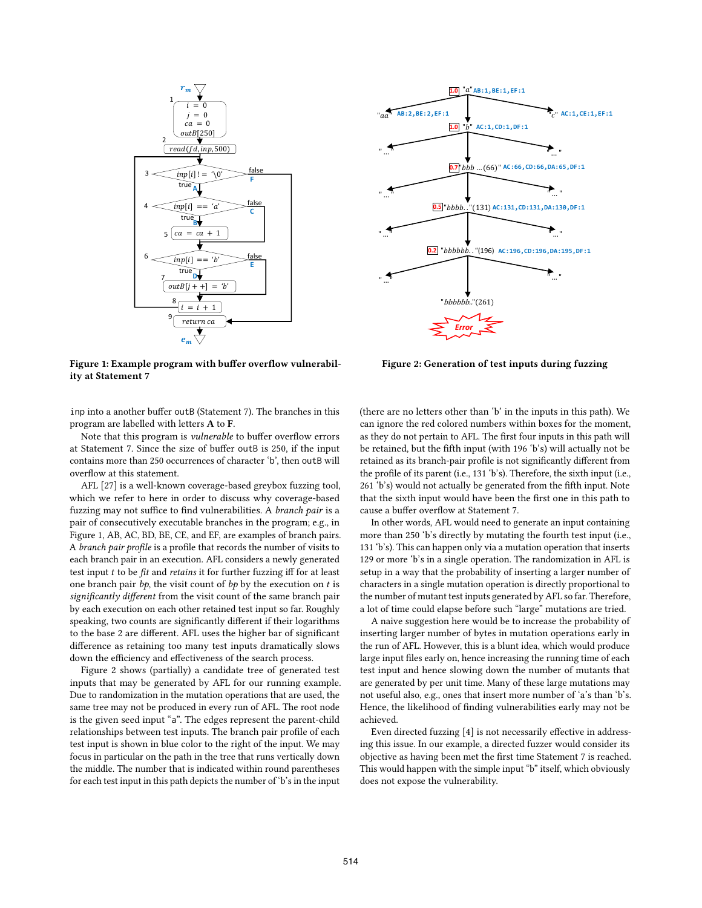Figure 1: Example program with buffer overflow vulnerability at Statement 7

Figure 2: Generation of test inputs during fuzzing

inp into a another buffer outB (Statement 7). The branches in this program are labelled with letters **A** to **F**.

Note that this program is *vulnerable* to buffer overflow errors at Statement 7. Since the size of buffer outB is 250, if the input contains more than 250 occurrences of character 'b', then outB will overflow at this statement.

AFL [27] is a well-known coverage-based greybox fuzzing tool, which we refer to here in order to discuss why coverage-based fuzzing may not suffice to find vulnerabilities. A *branch pair* is a pair of consecutively executable branches in the program; e.g., in Figure 1, AB, AC, BD, BE, CE, and EF, are examples of branch pairs. A *branch pair profile* is a profile that records the number of visits to each branch pair in an execution. AFL considers a newly generated test input $t$ to be *fit* and *retains* it for further fuzzing iff for at least one branch pair $bp$, the visit count of $bp$ by the execution on $t$ is *significantly different* from the visit count of the same branch pair by each execution on each other retained test input so far. Roughly speaking, two counts are significantly different if their logarithms to the base 2 are different. AFL uses the higher bar of significant difference as retaining too many test inputs dramatically slows down the efficiency and effectiveness of the search process.

Figure 2 shows (partially) a candidate tree of generated test inputs that may be generated by AFL for our running example. Due to randomization in the mutation operations that are used, the same tree may not be produced in every run of AFL. The root node is the given seed input "a". The edges represent the parent-child relationships between test inputs. The branch pair profile of each test input is shown in blue color to the right of the input. We may focus in particular on the path in the tree that runs vertically down the middle. The number that is indicated within round parentheses for each test input in this path depicts the number of 'b's in the input (there are no letters other than 'b' in the inputs in this path). We can ignore the red colored numbers within boxes for the moment, as they do not pertain to AFL. The first four inputs in this path will be retained, but the fifth input (with 196 'b's) will actually not be retained as its branch-pair profile is not significantly different from the profile of its parent (i.e., 131 'b's). Therefore, the sixth input (i.e., 261 'b's) would not actually be generated from the fifth input. Note that the sixth input would have been the first one in this path to cause a buffer overflow at Statement 7.

In other words, AFL would need to generate an input containing more than 250 'b's directly by mutating the fourth test input (i.e., 131 'b's). This can happen only via a mutation operation that inserts 129 or more 'b's in a single operation. The randomization in AFL is setup in a way that the probability of inserting a larger number of characters in a single mutation operation is directly proportional to the number of mutant test inputs generated by AFL so far. Therefore, a lot of time could elapse before such "large" mutations are tried.

A naive suggestion here would be to increase the probability of inserting larger number of bytes in mutation operations early in the run of AFL. However, this is a blunt idea, which would produce large input files early on, hence increasing the running time of each test input and hence slowing down the number of mutants that are generated by per unit time. Many of these large mutations may not useful also, e.g., ones that insert more number of 'a's than 'b's. Hence, the likelihood of finding vulnerabilities early may not be achieved.

Even directed fuzzing [4] is not necessarily effective in addressing this issue. In our example, a directed fuzzer would consider its objective as having been met the first time Statement 7 is reached. This would happen with the simple input "b" itself, which obviously does not expose the vulnerability.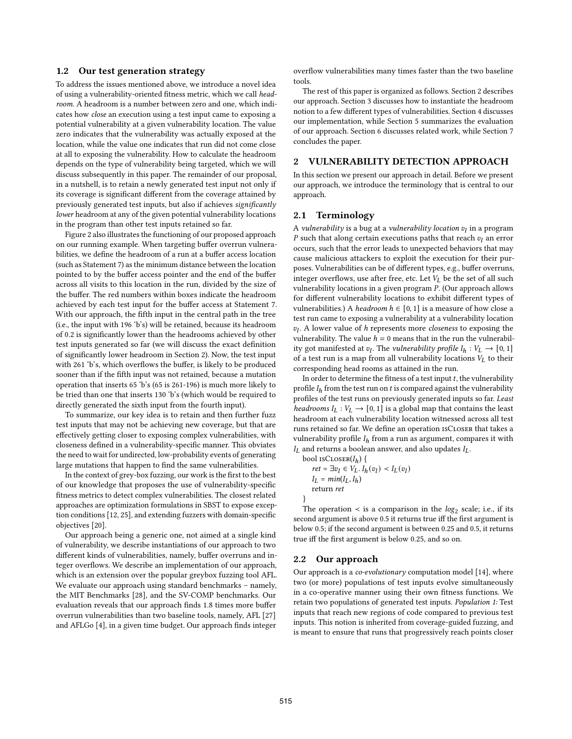### 1.2 Our test generation strategy

To address the issues mentioned above, we introduce a novel idea of using a vulnerability-oriented fitness metric, which we call *headroom*. A headroom is a number between zero and one, which indicates how *close* an execution using a test input came to exposing a potential vulnerability at a given vulnerability location. The value zero indicates that the vulnerability was actually exposed at the location, while the value one indicates that run did not come close at all to exposing the vulnerability. How to calculate the headroom depends on the type of vulnerability being targeted, which we will discuss subsequently in this paper. The remainder of our proposal, in a nutshell, is to retain a newly generated test input not only if its coverage is significant different from the coverage attained by previously generated test inputs, but also if achieves *significantly lower* headroom at any of the given potential vulnerability locations in the program than other test inputs retained so far.

Figure 2 also illustrates the functioning of our proposed approach on our running example. When targeting buffer overrun vulnerabilities, we define the headroom of a run at a buffer access location (such as Statement 7) as the minimum distance between the location pointed to by the buffer access pointer and the end of the buffer across all visits to this location in the run, divided by the size of the buffer. The red numbers within boxes indicate the headroom achieved by each test input for the buffer access at Statement 7. With our approach, the fifth input in the central path in the tree (i.e., the input with 196 'b's) will be retained, because its headroom of 0.2 is significantly lower than the headrooms achieved by other test inputs generated so far (we will discuss the exact definition of significantly lower headroom in Section 2). Now, the test input with 261 'b's, which overflows the buffer, is likely to be produced sooner than if the fifth input was not retained, because a mutation operation that inserts 65 'b's (65 is 261-196) is much more likely to be tried than one that inserts 130 'b's (which would be required to directly generated the sixth input from the fourth input).

To summarize, our key idea is to retain and then further fuzz test inputs that may not be achieving new coverage, but that are effectively getting closer to exposing complex vulnerabilities, with closeness defined in a vulnerability-specific manner. This obviates the need to wait for undirected, low-probability events of generating large mutations that happen to find the same vulnerabilities.

In the context of grey-box fuzzing, our work is the first to the best of our knowledge that proposes the use of vulnerability-specific fitness metrics to detect complex vulnerabilities. The closest related approaches are optimization formulations in SBST to expose exception conditions [12, 25], and extending fuzzers with domain-specific objectives [20].

Our approach being a generic one, not aimed at a single kind of vulnerability, we describe instantiations of our approach to two different kinds of vulnerabilities, namely, buffer overruns and integer overflows. We describe an implementation of our approach, which is an extension over the popular greybox fuzzing tool AFL. We evaluate our approach using standard benchmarks – namely, the MIT Benchmarks [28], and the SV-COMP benchmarks. Our evaluation reveals that our approach finds 1.8 times more buffer overrun vulnerabilities than two baseline tools, namely, AFL [27] and AFLGo [4], in a given time budget. Our approach finds integer overflow vulnerabilities many times faster than the two baseline tools.

The rest of this paper is organized as follows. Section 2 describes our approach. Section 3 discusses how to instantiate the headroom notion to a few different types of vulnerabilities. Section 4 discusses our implementation, while Section 5 summarizes the evaluation of our approach. Section 6 discusses related work, while Section 7 concludes the paper.

## 2 VULNERABILITY DETECTION APPROACH

In this section we present our approach in detail. Before we present our approach, we introduce the terminology that is central to our approach.

### 2.1 Terminology

A *vulnerability* is a bug at a *vulnerability location* $v_l$ in a program $P$ such that along certain executions paths that reach $v_l$ an error occurs, such that the error leads to unexpected behaviors that may cause malicious attackers to exploit the execution for their purposes. Vulnerabilities can be of different types, e.g., buffer overruns, integer overflows, use after free, etc. Let $V_L$ be the set of all such vulnerability locations in a given program $P$. (Our approach allows for different vulnerability locations to exhibit different types of vulnerabilities.) A *headroom* $h \in [0, 1]$ is a measure of how close a test run came to exposing a vulnerability at a vulnerability location $v_l$. A lower value of $h$ represents more *closeness* to exposing the vulnerability. The value $h = 0$ means that in the run the vulnerability got manifested at $v_l$. The *vulnerability profile* $I_h : V_L \longrightarrow [0, 1]$ of a test run is a map from all vulnerability locations $V_L$ to their corresponding head rooms as attained in the run.

In order to determine the fitness of a test input $t$, the vulnerability profile $I_h$ from the test run on $t$ is compared against the vulnerability profiles of the test runs on previously generated inputs so far. *Least headrooms* $I_L : V_L \longrightarrow [0, 1]$ is a global map that contains the least headroom at each vulnerability location witnessed across all test runs retained so far. We define an operation isCloser that takes a vulnerability profile $I_h$ from a run as argument, compares it with $I_L$ and returns a boolean answer, and also updates $I_L$.

bool isCloser($I_h$) {
  *ret* = $\exists v_l \in V_L. I_h(v_l) \prec I_L(v_l)$
  $I_L = min(I_L, I_h)$
  return *ret*
}

The operation $\prec$ is a comparison in the $log_2$ scale; i.e., if its second argument is above 0.5 it returns true iff the first argument is below 0.5; if the second argument is between 0.25 and 0.5, it returns true iff the first argument is below 0.25, and so on.

### 2.2 Our approach

Our approach is a *co-evolutionary* computation model [14], where two (or more) populations of test inputs evolve simultaneously in a co-operative manner using their own fitness functions. We retain two populations of generated test inputs. *Population 1:* Test inputs that reach new regions of code compared to previous test inputs. This notion is inherited from coverage-guided fuzzing, and is meant to ensure that runs that progressively reach points closer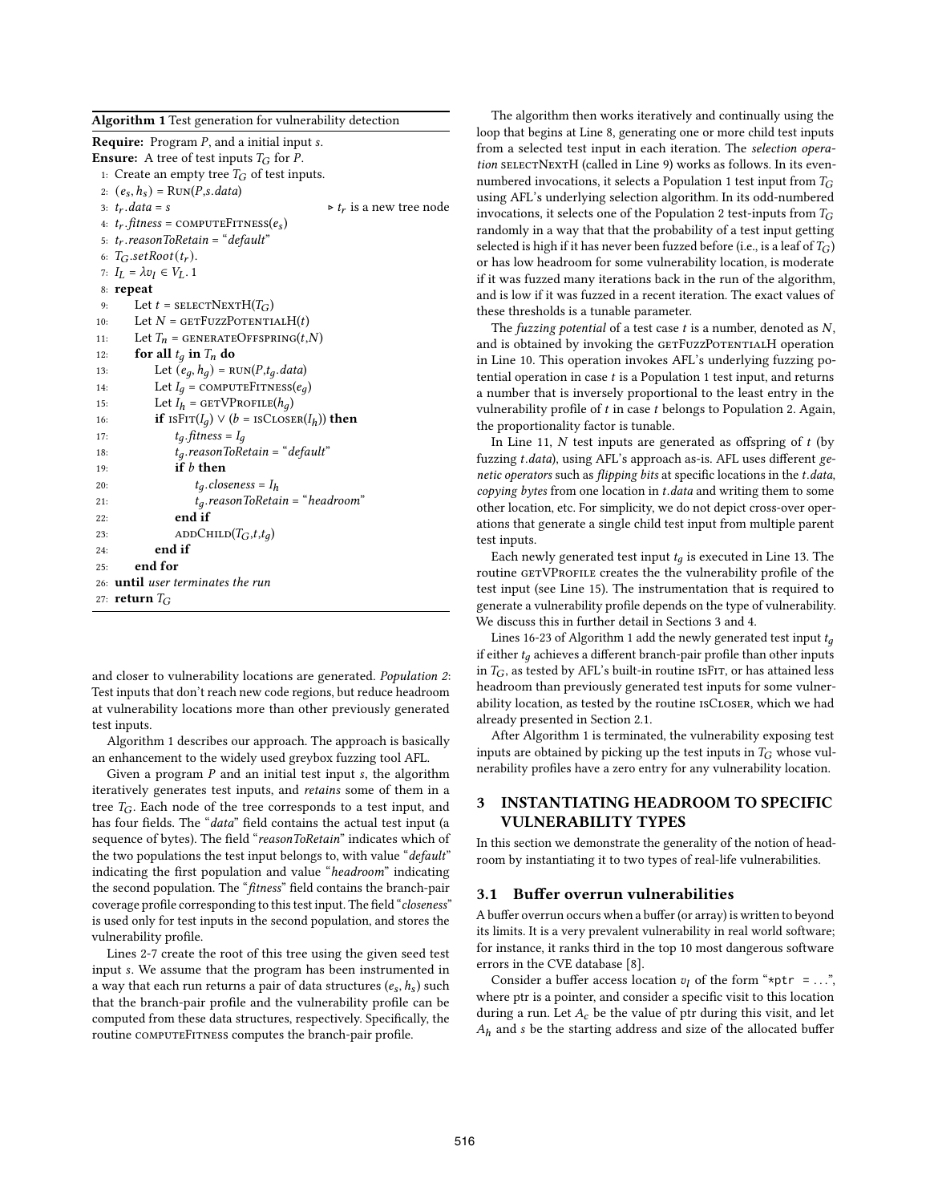**Algorithm 1** Test generation for vulnerability detection

**Require:** Program $P$, and a initial input $s$.
**Ensure:** A tree of test inputs $T_G$ for $P$.

```
1:  Create an empty tree T_G of test inputs.
2:  (e_s, h_s) = Run(P, s.data)
3:  t_r.data = s                                  ▷ t_r is a new tree node
4:  t_r.fitness = computeFitness(e_s)
5:  t_r.reasonToRetain = "default"
6:  T_G.setRoot(t_r).
7:  I_L = λv_l ∈ V_L. 1
8:  repeat
9:      Let t = selectNextH(T_G)
10:     Let N = getFuzzPotentialH(t)
11:     Let T_n = generateOffspring(t, N)
12:     for all t_g in T_n do
13:         Let (e_g, h_g) = run(P, t_g.data)
14:         Let I_g = computeFitness(e_g)
15:         Let I_h = getVProfile(h_g)
16:         if isFit(I_g) ∨ (b = isCloser(I_h)) then
17:             t_g.fitness = I_g
18:             t_g.reasonToRetain = "default"
19:             if b then
20:                 t_g.closeness = I_h
21:                 t_g.reasonToRetain = "headroom"
22:             end if
23:             addChild(T_G, t, t_g)
24:         end if
25:     end for
26: until user terminates the run
27: return T_G
```

and closer to vulnerability locations are generated. *Population 2*: Test inputs that don't reach new code regions, but reduce headroom at vulnerability locations more than other previously generated test inputs.

Algorithm 1 describes our approach. The approach is basically an enhancement to the widely used greybox fuzzing tool AFL.

Given a program $P$ and an initial test input $s$, the algorithm iteratively generates test inputs, and *retains* some of them in a tree $T_G$. Each node of the tree corresponds to a test input, and has four fields. The "*data*" field contains the actual test input (a sequence of bytes). The field "*reasonToRetain*" indicates which of the two populations the test input belongs to, with value "*default*" indicating the first population and value "*headroom*" indicating the second population. The "*fitness*" field contains the branch-pair coverage profile corresponding to this test input. The field "*closeness*" is used only for test inputs in the second population, and stores the vulnerability profile.

Lines 2-7 create the root of this tree using the given seed test input $s$. We assume that the program has been instrumented in a way that each run returns a pair of data structures $(e_s, h_s)$ such that the branch-pair profile and the vulnerability profile can be computed from these data structures, respectively. Specifically, the routine computeFitness computes the branch-pair profile.

The algorithm then works iteratively and continually using the loop that begins at Line 8, generating one or more child test inputs from a selected test input in each iteration. The *selection operation* selectNextH (called in Line 9) works as follows. In its even-numbered invocations, it selects a Population 1 test input from $T_G$ using AFL's underlying selection algorithm. In its odd-numbered invocations, it selects one of the Population 2 test-inputs from $T_G$ randomly in a way that that the probability of a test input getting selected is high if it has never been fuzzed before (i.e., is a leaf of $T_G$) or has low headroom for some vulnerability location, is moderate if it was fuzzed many iterations back in the run of the algorithm, and is low if it was fuzzed in a recent iteration. The exact values of these thresholds is a tunable parameter.

The *fuzzing potential* of a test case $t$ is a number, denoted as $N$, and is obtained by invoking the getFuzzPotentialH operation in Line 10. This operation invokes AFL's underlying fuzzing potential operation in case $t$ is a Population 1 test input, and returns a number that is inversely proportional to the least entry in the vulnerability profile of $t$ in case $t$ belongs to Population 2. Again, the proportionality factor is tunable.

In Line 11, $N$ test inputs are generated as offspring of $t$ (by fuzzing $t.data$), using AFL's approach as-is. AFL uses different *genetic operators* such as *flipping bits* at specific locations in the $t.data$, *copying bytes* from one location in $t.data$ and writing them to some other location, etc. For simplicity, we do not depict cross-over operations that generate a single child test input from multiple parent test inputs.

Each newly generated test input $t_g$ is executed in Line 13. The routine getVProfile creates the the vulnerability profile of the test input (see Line 15). The instrumentation that is required to generate a vulnerability profile depends on the type of vulnerability. We discuss this in further detail in Sections 3 and 4.

Lines 16-23 of Algorithm 1 add the newly generated test input $t_g$ if either $t_g$ achieves a different branch-pair profile than other inputs in $T_G$, as tested by AFL's built-in routine isFit, or has attained less headroom than previously generated test inputs for some vulnerability location, as tested by the routine isCloser, which we had already presented in Section 2.1.

After Algorithm 1 is terminated, the vulnerability exposing test inputs are obtained by picking up the test inputs in $T_G$ whose vulnerability profiles have a zero entry for any vulnerability location.

## 3 INSTANTIATING HEADROOM TO SPECIFIC VULNERABILITY TYPES

In this section we demonstrate the generality of the notion of headroom by instantiating it to two types of real-life vulnerabilities.

### 3.1 Buffer overrun vulnerabilities

A buffer overrun occurs when a buffer (or array) is written to beyond its limits. It is a very prevalent vulnerability in real world software; for instance, it ranks third in the top 10 most dangerous software errors in the CVE database [8].

Consider a buffer access location $v_l$ of the form "`*ptr = ...`", where ptr is a pointer, and consider a specific visit to this location during a run. Let $A_c$ be the value of ptr during this visit, and let $A_h$ and $s$ be the starting address and size of the allocated buffer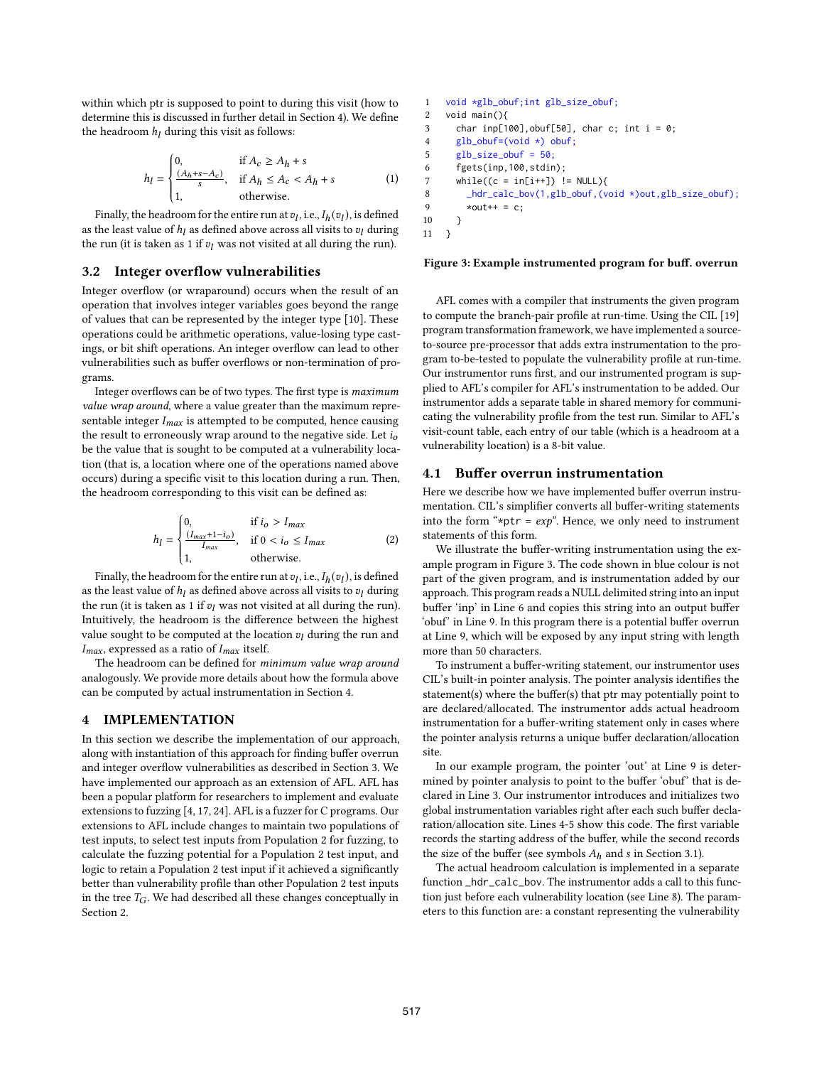within which ptr is supposed to point to during this visit (how to determine this is discussed in further detail in Section 4). We define the headroom $h_l$ during this visit as follows:

$$h_l = \begin{cases} 0, & \text{if } A_c \geq A_h + s \\ \frac{(A_h + s - A_c)}{s}, & \text{if } A_h \leq A_c < A_h + s \\ 1, & \text{otherwise.} \end{cases} \quad (1)$$

Finally, the headroom for the entire run at $v_l$, i.e., $I_h(v_l)$, is defined as the least value of $h_l$ as defined above across all visits to $v_l$ during the run (it is taken as 1 if $v_l$ was not visited at all during the run).

### 3.2 Integer overflow vulnerabilities

Integer overflow (or wraparound) occurs when the result of an operation that involves integer variables goes beyond the range of values that can be represented by the integer type [10]. These operations could be arithmetic operations, value-losing type castings, or bit shift operations. An integer overflow can lead to other vulnerabilities such as buffer overflows or non-termination of programs.

Integer overflows can be of two types. The first type is *maximum value wrap around*, where a value greater than the maximum representable integer $I_{max}$ is attempted to be computed, hence causing the result to erroneously wrap around to the negative side. Let $i_o$ be the value that is sought to be computed at a vulnerability location (that is, a location where one of the operations named above occurs) during a specific visit to this location during a run. Then, the headroom corresponding to this visit can be defined as:

$$h_l = \begin{cases} 0, & \text{if } i_o > I_{max} \\ \frac{(I_{max} + 1 - i_o)}{I_{max}}, & \text{if } 0 < i_o \leq I_{max} \\ 1, & \text{otherwise.} \end{cases} \quad (2)$$

Finally, the headroom for the entire run at $v_l$, i.e., $I_h(v_l)$, is defined as the least value of $h_l$ as defined above across all visits to $v_l$ during the run (it is taken as 1 if $v_l$ was not visited at all during the run). Intuitively, the headroom is the difference between the highest value sought to be computed at the location $v_l$ during the run and $I_{max}$, expressed as a ratio of $I_{max}$ itself.

The headroom can be defined for *minimum value wrap around* analogously. We provide more details about how the formula above can be computed by actual instrumentation in Section 4.

## 4 IMPLEMENTATION

In this section we describe the implementation of our approach, along with instantiation of this approach for finding buffer overrun and integer overflow vulnerabilities as described in Section 3. We have implemented our approach as an extension of AFL. AFL has been a popular platform for researchers to implement and evaluate extensions to fuzzing [4, 17, 24]. AFL is a fuzzer for C programs. Our extensions to AFL include changes to maintain two populations of test inputs, to select test inputs from Population 2 for fuzzing, to calculate the fuzzing potential for a Population 2 test input, and logic to retain a Population 2 test input if it achieved a significantly better than vulnerability profile than other Population 2 test inputs in the tree $T_G$. We had described all these changes conceptually in Section 2.

```
1   void *glb_obuf;int glb_size_obuf;
2   void main(){
3     char inp[100],obuf[50], char c; int i = 0;
4     glb_obuf=(void *) obuf;
5     glb_size_obuf = 50;
6     fgets(inp,100,stdin);
7     while((c = in[i++]) != NULL){
8       _hdr_calc_bov(1,glb_obuf,(void *)out,glb_size_obuf);
9       *out++ = c;
10    }
11  }
```

**Figure 3: Example instrumented program for buff. overrun**

AFL comes with a compiler that instruments the given program to compute the branch-pair profile at run-time. Using the CIL [19] program transformation framework, we have implemented a source-to-source pre-processor that adds extra instrumentation to the program to-be-tested to populate the vulnerability profile at run-time. Our instrumentor runs first, and our instrumented program is supplied to AFL's compiler for AFL's instrumentation to be added. Our instrumentor adds a separate table in shared memory for communicating the vulnerability profile from the test run. Similar to AFL's visit-count table, each entry of our table (which is a headroom at a vulnerability location) is a 8-bit value.

### 4.1 Buffer overrun instrumentation

Here we describe how we have implemented buffer overrun instrumentation. CIL's simplifier converts all buffer-writing statements into the form "*ptr = *exp*". Hence, we only need to instrument statements of this form.

We illustrate the buffer-writing instrumentation using the example program in Figure 3. The code shown in blue colour is not part of the given program, and is instrumentation added by our approach. This program reads a NULL delimited string into an input buffer 'inp' in Line 6 and copies this string into an output buffer 'obuf' in Line 9. In this program there is a potential buffer overrun at Line 9, which will be exposed by any input string with length more than 50 characters.

To instrument a buffer-writing statement, our instrumentor uses CIL's built-in pointer analysis. The pointer analysis identifies the statement(s) where the buffer(s) that ptr may potentially point to are declared/allocated. The instrumentor adds actual headroom instrumentation for a buffer-writing statement only in cases where the pointer analysis returns a unique buffer declaration/allocation site.

In our example program, the pointer 'out' at Line 9 is determined by pointer analysis to point to the buffer 'obuf' that is declared in Line 3. Our instrumentor introduces and initializes two global instrumentation variables right after each such buffer declaration/allocation site. Lines 4-5 show this code. The first variable records the starting address of the buffer, while the second records the size of the buffer (see symbols $A_h$ and $s$ in Section 3.1).

The actual headroom calculation is implemented in a separate function _hdr_calc_bov. The instrumentor adds a call to this function just before each vulnerability location (see Line 8). The parameters to this function are: a constant representing the vulnerability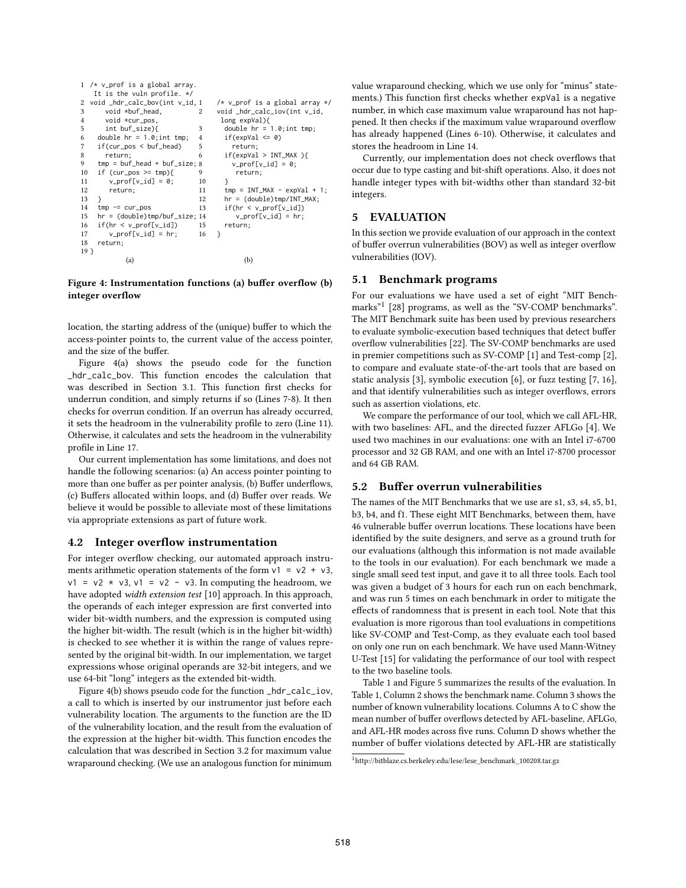```
1  /* v_prof is a global array.
   It is the vuln profile. */
2  void _hdr_calc_bov(int v_id,
3      void *buf_head,
4      void *cur_pos,
5      int buf_size){
6    double hr = 1.0;int tmp;
7    if(cur_pos < buf_head)
8      return;
9    tmp = buf_head + buf_size;
10   if (cur_pos >= tmp){
11     v_prof[v_id] = 0;
12     return;
13   }
14   tmp -= cur_pos
15   hr = (double)tmp/buf_size;
16   if(hr < v_prof[v_id])
17     v_prof[v_id] = hr;
18   return;
19 }
```

(a)

```
1  /* v_prof is a global array */
2  void _hdr_calc_iov(int v_id,
    long expVal){
3    double hr = 1.0;int tmp;
4    if(expVal <= 0)
5      return;
6    if(expVal > INT_MAX ){
8      v_prof[v_id] = 0;
9      return;
10   }
11   tmp = INT_MAX - expVal + 1;
12   hr = (double)tmp/INT_MAX;
13   if(hr < v_prof[v_id])
14     v_prof[v_id] = hr;
15   return;
16 }
```

(b)

**Figure 4: Instrumentation functions (a) buffer overflow (b) integer overflow**

location, the starting address of the (unique) buffer to which the access-pointer points to, the current value of the access pointer, and the size of the buffer.

Figure 4(a) shows the pseudo code for the function _hdr_calc_bov. This function encodes the calculation that was described in Section 3.1. This function first checks for underrun condition, and simply returns if so (Lines 7-8). It then checks for overrun condition. If an overrun has already occurred, it sets the headroom in the vulnerability profile to zero (Line 11). Otherwise, it calculates and sets the headroom in the vulnerability profile in Line 17.

Our current implementation has some limitations, and does not handle the following scenarios: (a) An access pointer pointing to more than one buffer as per pointer analysis, (b) Buffer underflows, (c) Buffers allocated within loops, and (d) Buffer over reads. We believe it would be possible to alleviate most of these limitations via appropriate extensions as part of future work.

## 4.2 Integer overflow instrumentation

For integer overflow checking, our automated approach instruments arithmetic operation statements of the form v1 = v2 + v3, v1 = v2 * v3, v1 = v2 - v3. In computing the headroom, we have adopted *width extension test* [10] approach. In this approach, the operands of each integer expression are first converted into wider bit-width numbers, and the expression is computed using the higher bit-width. The result (which is in the higher bit-width) is checked to see whether it is within the range of values represented by the original bit-width. In our implementation, we target expressions whose original operands are 32-bit integers, and we use 64-bit "long" integers as the extended bit-width.

Figure 4(b) shows pseudo code for the function _hdr_calc_iov, a call to which is inserted by our instrumentor just before each vulnerability location. The arguments to the function are the ID of the vulnerability location, and the result from the evaluation of the expression at the higher bit-width. This function encodes the calculation that was described in Section 3.2 for maximum value wraparound checking. (We use an analogous function for minimum value wraparound checking, which we use only for "minus" statements.) This function first checks whether expVal is a negative number, in which case maximum value wraparound has not happened. It then checks if the maximum value wraparound overflow has already happened (Lines 6-10). Otherwise, it calculates and stores the headroom in Line 14.

Currently, our implementation does not check overflows that occur due to type casting and bit-shift operations. Also, it does not handle integer types with bit-widths other than standard 32-bit integers.

# 5 EVALUATION

In this section we provide evaluation of our approach in the context of buffer overrun vulnerabilities (BOV) as well as integer overflow vulnerabilities (IOV).

## 5.1 Benchmark programs

For our evaluations we have used a set of eight "MIT Benchmarks"[1] [28] programs, as well as the "SV-COMP benchmarks". The MIT Benchmark suite has been used by previous researchers to evaluate symbolic-execution based techniques that detect buffer overflow vulnerabilities [22]. The SV-COMP benchmarks are used in premier competitions such as SV-COMP [1] and Test-comp [2], to compare and evaluate state-of-the-art tools that are based on static analysis [3], symbolic execution [6], or fuzz testing [7, 16], and that identify vulnerabilities such as integer overflows, errors such as assertion violations, etc.

We compare the performance of our tool, which we call AFL-HR, with two baselines: AFL, and the directed fuzzer AFLGo [4]. We used two machines in our evaluations: one with an Intel i7-6700 processor and 32 GB RAM, and one with an Intel i7-8700 processor and 64 GB RAM.

## 5.2 Buffer overrun vulnerabilities

The names of the MIT Benchmarks that we use are s1, s3, s4, s5, b1, b3, b4, and f1. These eight MIT Benchmarks, between them, have 46 vulnerable buffer overrun locations. These locations have been identified by the suite designers, and serve as a ground truth for our evaluations (although this information is not made available to the tools in our evaluation). For each benchmark we made a single small seed test input, and gave it to all three tools. Each tool was given a budget of 3 hours for each run on each benchmark, and was run 5 times on each benchmark in order to mitigate the effects of randomness that is present in each tool. Note that this evaluation is more rigorous than tool evaluations in competitions like SV-COMP and Test-Comp, as they evaluate each tool based on only one run on each benchmark. We have used Mann-Witney U-Test [15] for validating the performance of our tool with respect to the two baseline tools.

Table 1 and Figure 5 summarizes the results of the evaluation. In Table 1, Column 2 shows the benchmark name. Column 3 shows the number of known vulnerability locations. Columns A to C show the mean number of buffer overflows detected by AFL-baseline, AFLGo, and AFL-HR modes across five runs. Column D shows whether the number of buffer violations detected by AFL-HR are statistically

[1] http://bitblaze.cs.berkeley.edu/lese/lese_benchmark_100208.tar.gz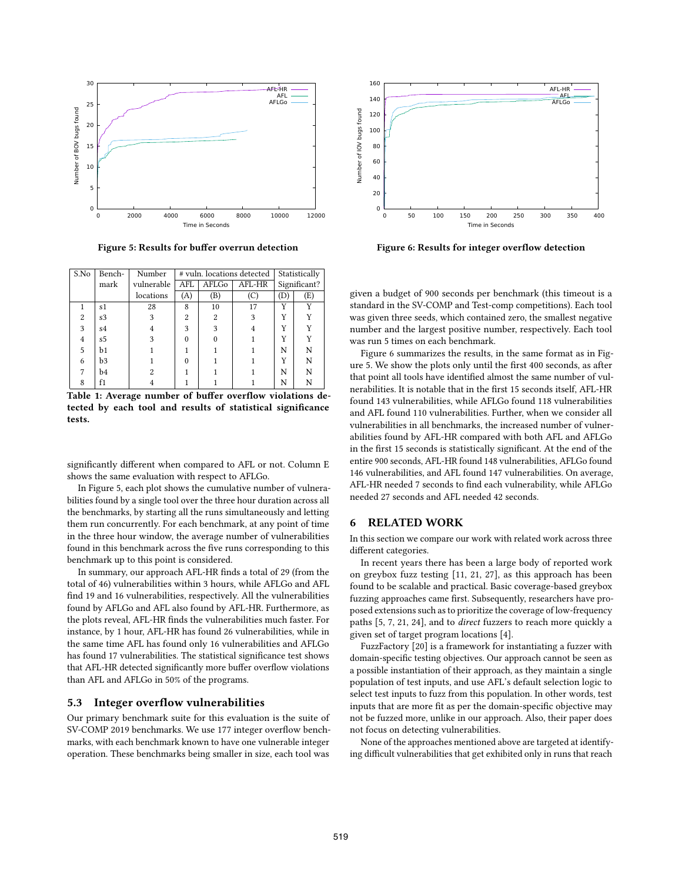30
25
20
15
10
5
0
Number of BOV bugs found
0 2000 4000 6000 8000 10000 12000
Time in Seconds
AFL-HR
AFL
AFLGo

Figure 5: Results for buffer overrun detection

160
140
120
100
80
60
40
20
0
Number of IOV bugs found
0 50 100 150 200 250 300 350 400
Time in Seconds
AFL-HR
AFL
AFLGo

Figure 6: Results for integer overflow detection

| S.No | Bench-mark | Number vulnerable locations | # vuln. locations detected | | | Statistically Significant? | |
|---|---|---|---|---|---|---|---|
| | | | AFL (A) | AFLGo (B) | AFL-HR (C) | (D) | (E) |
| 1 | s1 | 28 | 8 | 10 | 17 | Y | Y |
| 2 | s3 | 3 | 2 | 2 | 3 | Y | Y |
| 3 | s4 | 4 | 3 | 3 | 4 | Y | Y |
| 4 | s5 | 3 | 0 | 0 | 1 | Y | Y |
| 5 | b1 | 1 | 1 | 1 | 1 | N | N |
| 6 | b3 | 1 | 0 | 1 | 1 | Y | N |
| 7 | b4 | 2 | 1 | 1 | 1 | N | N |
| 8 | f1 | 4 | 1 | 1 | 1 | N | N |

**Table 1: Average number of buffer overflow violations detected by each tool and results of statistical significance tests.**

significantly different when compared to AFL or not. Column E shows the same evaluation with respect to AFLGo.

In Figure 5, each plot shows the cumulative number of vulnerabilities found by a single tool over the three hour duration across all the benchmarks, by starting all the runs simultaneously and letting them run concurrently. For each benchmark, at any point of time in the three hour window, the average number of vulnerabilities found in this benchmark across the five runs corresponding to this benchmark up to this point is considered.

In summary, our approach AFL-HR finds a total of 29 (from the total of 46) vulnerabilities within 3 hours, while AFLGo and AFL find 19 and 16 vulnerabilities, respectively. All the vulnerabilities found by AFLGo and AFL also found by AFL-HR. Furthermore, as the plots reveal, AFL-HR finds the vulnerabilities much faster. For instance, by 1 hour, AFL-HR has found 26 vulnerabilities, while in the same time AFL has found only 16 vulnerabilities and AFLGo has found 17 vulnerabilities. The statistical significance test shows that AFL-HR detected significantly more buffer overflow violations than AFL and AFLGo in 50% of the programs.

### 5.3 Integer overflow vulnerabilities

Our primary benchmark suite for this evaluation is the suite of SV-COMP 2019 benchmarks. We use 177 integer overflow benchmarks, with each benchmark known to have one vulnerable integer operation. These benchmarks being smaller in size, each tool was given a budget of 900 seconds per benchmark (this timeout is a standard in the SV-COMP and Test-comp competitions). Each tool was given three seeds, which contained zero, the smallest negative number and the largest positive number, respectively. Each tool was run 5 times on each benchmark.

Figure 6 summarizes the results, in the same format as in Figure 5. We show the plots only until the first 400 seconds, as after that point all tools have identified almost the same number of vulnerabilities. It is notable that in the first 15 seconds itself, AFL-HR found 143 vulnerabilities, while AFLGo found 118 vulnerabilities and AFL found 110 vulnerabilities. Further, when we consider all vulnerabilities in all benchmarks, the increased number of vulnerabilities found by AFL-HR compared with both AFL and AFLGo in the first 15 seconds is statistically significant. At the end of the entire 900 seconds, AFL-HR found 148 vulnerabilities, AFLGo found 146 vulnerabilities, and AFL found 147 vulnerabilities. On average, AFL-HR needed 7 seconds to find each vulnerability, while AFLGo needed 27 seconds and AFL needed 42 seconds.

## 6 RELATED WORK

In this section we compare our work with related work across three different categories.

In recent years there has been a large body of reported work on greybox fuzz testing [11, 21, 27], as this approach has been found to be scalable and practical. Basic coverage-based greybox fuzzing approaches came first. Subsequently, researchers have proposed extensions such as to prioritize the coverage of low-frequency paths [5, 7, 21, 24], and to *direct* fuzzers to reach more quickly a given set of target program locations [4].

FuzzFactory [20] is a framework for instantiating a fuzzer with domain-specific testing objectives. Our approach cannot be seen as a possible instantiation of their approach, as they maintain a single population of test inputs, and use AFL's default selection logic to select test inputs to fuzz from this population. In other words, test inputs that are more fit as per the domain-specific objective may not be fuzzed more, unlike in our approach. Also, their paper does not focus on detecting vulnerabilities.

None of the approaches mentioned above are targeted at identifying difficult vulnerabilities that get exhibited only in runs that reach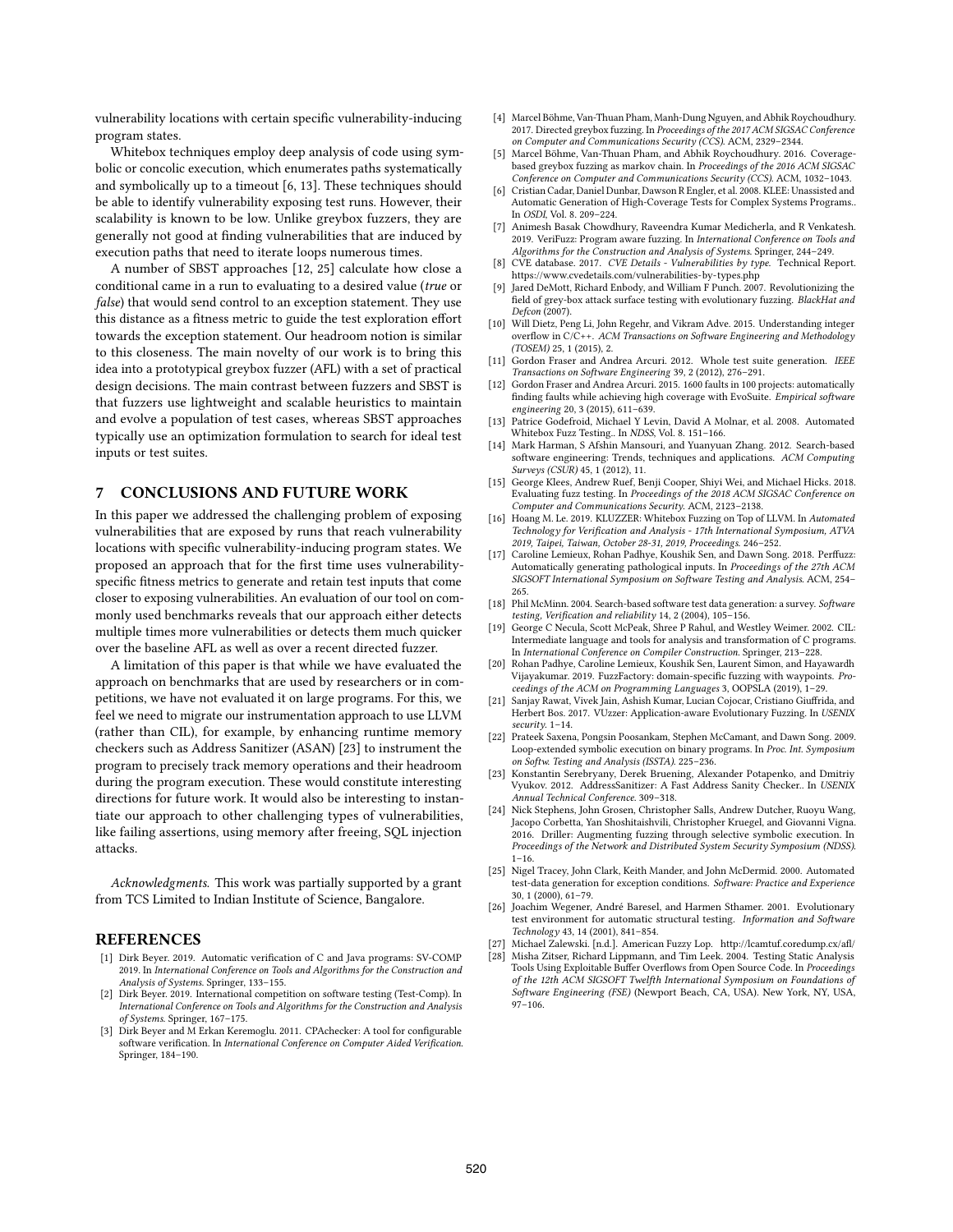vulnerability locations with certain specific vulnerability-inducing program states.

Whitebox techniques employ deep analysis of code using symbolic or concolic execution, which enumerates paths systematically and symbolically up to a timeout [6, 13]. These techniques should be able to identify vulnerability exposing test runs. However, their scalability is known to be low. Unlike greybox fuzzers, they are generally not good at finding vulnerabilities that are induced by execution paths that need to iterate loops numerous times.

A number of SBST approaches [12, 25] calculate how close a conditional came in a run to evaluating to a desired value (*true* or *false*) that would send control to an exception statement. They use this distance as a fitness metric to guide the test exploration effort towards the exception statement. Our headroom notion is similar to this closeness. The main novelty of our work is to bring this idea into a prototypical greybox fuzzer (AFL) with a set of practical design decisions. The main contrast between fuzzers and SBST is that fuzzers use lightweight and scalable heuristics to maintain and evolve a population of test cases, whereas SBST approaches typically use an optimization formulation to search for ideal test inputs or test suites.

## 7 CONCLUSIONS AND FUTURE WORK

In this paper we addressed the challenging problem of exposing vulnerabilities that are exposed by runs that reach vulnerability locations with specific vulnerability-inducing program states. We proposed an approach that for the first time uses vulnerability-specific fitness metrics to generate and retain test inputs that come closer to exposing vulnerabilities. An evaluation of our tool on commonly used benchmarks reveals that our approach either detects multiple times more vulnerabilities or detects them much quicker over the baseline AFL as well as over a recent directed fuzzer.

A limitation of this paper is that while we have evaluated the approach on benchmarks that are used by researchers or in competitions, we have not evaluated it on large programs. For this, we feel we need to migrate our instrumentation approach to use LLVM (rather than CIL), for example, by enhancing runtime memory checkers such as Address Sanitizer (ASAN) [23] to instrument the program to precisely track memory operations and their headroom during the program execution. These would constitute interesting directions for future work. It would also be interesting to instantiate our approach to other challenging types of vulnerabilities, like failing assertions, using memory after freeing, SQL injection attacks.

*Acknowledgments.* This work was partially supported by a grant from TCS Limited to Indian Institute of Science, Bangalore.

## REFERENCES

- [1] Dirk Beyer. 2019. Automatic verification of C and Java programs: SV-COMP 2019. In *International Conference on Tools and Algorithms for the Construction and Analysis of Systems*. Springer, 133–155.
- [2] Dirk Beyer. 2019. International competition on software testing (Test-Comp). In *International Conference on Tools and Algorithms for the Construction and Analysis of Systems*. Springer, 167–175.
- [3] Dirk Beyer and M Erkan Keremoglu. 2011. CPAchecker: A tool for configurable software verification. In *International Conference on Computer Aided Verification*. Springer, 184–190.
- [4] Marcel Böhme, Van-Thuan Pham, Manh-Dung Nguyen, and Abhik Roychoudhury. 2017. Directed greybox fuzzing. In *Proceedings of the 2017 ACM SIGSAC Conference on Computer and Communications Security (CCS)*. ACM, 2329–2344.
- [5] Marcel Böhme, Van-Thuan Pham, and Abhik Roychoudhury. 2016. Coverage-based greybox fuzzing as markov chain. In *Proceedings of the 2016 ACM SIGSAC Conference on Computer and Communications Security (CCS)*. ACM, 1032–1043.
- [6] Cristian Cadar, Daniel Dunbar, Dawson R Engler, et al. 2008. KLEE: Unassisted and Automatic Generation of High-Coverage Tests for Complex Systems Programs.. In *OSDI*, Vol. 8. 209–224.
- [7] Animesh Basak Chowdhury, Raveendra Kumar Medicherla, and R Venkatesh. 2019. VeriFuzz: Program aware fuzzing. In *International Conference on Tools and Algorithms for the Construction and Analysis of Systems*. Springer, 244–249.
- [8] CVE database. 2017. *CVE Details - Vulnerabilities by type*. Technical Report. https://www.cvedetails.com/vulnerabilities-by-types.php
- [9] Jared DeMott, Richard Enbody, and William F Punch. 2007. Revolutionizing the field of grey-box attack surface testing with evolutionary fuzzing. *BlackHat and Defcon* (2007).
- [10] Will Dietz, Peng Li, John Regehr, and Vikram Adve. 2015. Understanding integer overflow in C/C++. *ACM Transactions on Software Engineering and Methodology (TOSEM)* 25, 1 (2015), 2.
- [11] Gordon Fraser and Andrea Arcuri. 2012. Whole test suite generation. *IEEE Transactions on Software Engineering* 39, 2 (2012), 276–291.
- [12] Gordon Fraser and Andrea Arcuri. 2015. 1600 faults in 100 projects: automatically finding faults while achieving high coverage with EvoSuite. *Empirical software engineering* 20, 3 (2015), 611–639.
- [13] Patrice Godefroid, Michael Y Levin, David A Molnar, et al. 2008. Automated Whitebox Fuzz Testing.. In *NDSS*, Vol. 8. 151–166.
- [14] Mark Harman, S Afshin Mansouri, and Yuanyuan Zhang. 2012. Search-based software engineering: Trends, techniques and applications. *ACM Computing Surveys (CSUR)* 45, 1 (2012), 11.
- [15] George Klees, Andrew Ruef, Benji Cooper, Shiyi Wei, and Michael Hicks. 2018. Evaluating fuzz testing. In *Proceedings of the 2018 ACM SIGSAC Conference on Computer and Communications Security*. ACM, 2123–2138.
- [16] Hoang M. Le. 2019. KLUZZER: Whitebox Fuzzing on Top of LLVM. In *Automated Technology for Verification and Analysis - 17th International Symposium, ATVA 2019, Taipei, Taiwan, October 28-31, 2019, Proceedings*. 246–252.
- [17] Caroline Lemieux, Rohan Padhye, Koushik Sen, and Dawn Song. 2018. Perffuzz: Automatically generating pathological inputs. In *Proceedings of the 27th ACM SIGSOFT International Symposium on Software Testing and Analysis*. ACM, 254–265.
- [18] Phil McMinn. 2004. Search-based software test data generation: a survey. *Software testing, Verification and reliability* 14, 2 (2004), 105–156.
- [19] George C Necula, Scott McPeak, Shree P Rahul, and Westley Weimer. 2002. CIL: Intermediate language and tools for analysis and transformation of C programs. In *International Conference on Compiler Construction*. Springer, 213–228.
- [20] Rohan Padhye, Caroline Lemieux, Koushik Sen, Laurent Simon, and Hayawardh Vijayakumar. 2019. FuzzFactory: domain-specific fuzzing with waypoints. *Proceedings of the ACM on Programming Languages* 3, OOPSLA (2019), 1–29.
- [21] Sanjay Rawat, Vivek Jain, Ashish Kumar, Lucian Cojocar, Cristiano Giuffrida, and Herbert Bos. 2017. VUzzer: Application-aware Evolutionary Fuzzing. In *USENIX security*. 1–14.
- [22] Prateek Saxena, Pongsin Poosankam, Stephen McCamant, and Dawn Song. 2009. Loop-extended symbolic execution on binary programs. In *Proc. Int. Symposium on Softw. Testing and Analysis (ISSTA)*. 225–236.
- [23] Konstantin Serebryany, Derek Bruening, Alexander Potapenko, and Dmitriy Vyukov. 2012. AddressSanitizer: A Fast Address Sanity Checker.. In *USENIX Annual Technical Conference*. 309–318.
- [24] Nick Stephens, John Grosen, Christopher Salls, Andrew Dutcher, Ruoyu Wang, Jacopo Corbetta, Yan Shoshitaishvili, Christopher Kruegel, and Giovanni Vigna. 2016. Driller: Augmenting fuzzing through selective symbolic execution. In *Proceedings of the Network and Distributed System Security Symposium (NDSS)*. 1–16.
- [25] Nigel Tracey, John Clark, Keith Mander, and John McDermid. 2000. Automated test-data generation for exception conditions. *Software: Practice and Experience* 30, 1 (2000), 61–79.
- [26] Joachim Wegener, André Baresel, and Harmen Sthamer. 2001. Evolutionary test environment for automatic structural testing. *Information and Software Technology* 43, 14 (2001), 841–854.
- [27] Michael Zalewski. [n.d.]. American Fuzzy Lop. http://lcamtuf.coredump.cx/afl/
- [28] Misha Zitser, Richard Lippmann, and Tim Leek. 2004. Testing Static Analysis Tools Using Exploitable Buffer Overflows from Open Source Code. In *Proceedings of the 12th ACM SIGSOFT Twelfth International Symposium on Foundations of Software Engineering (FSE)* (Newport Beach, CA, USA). New York, NY, USA, 97–106.